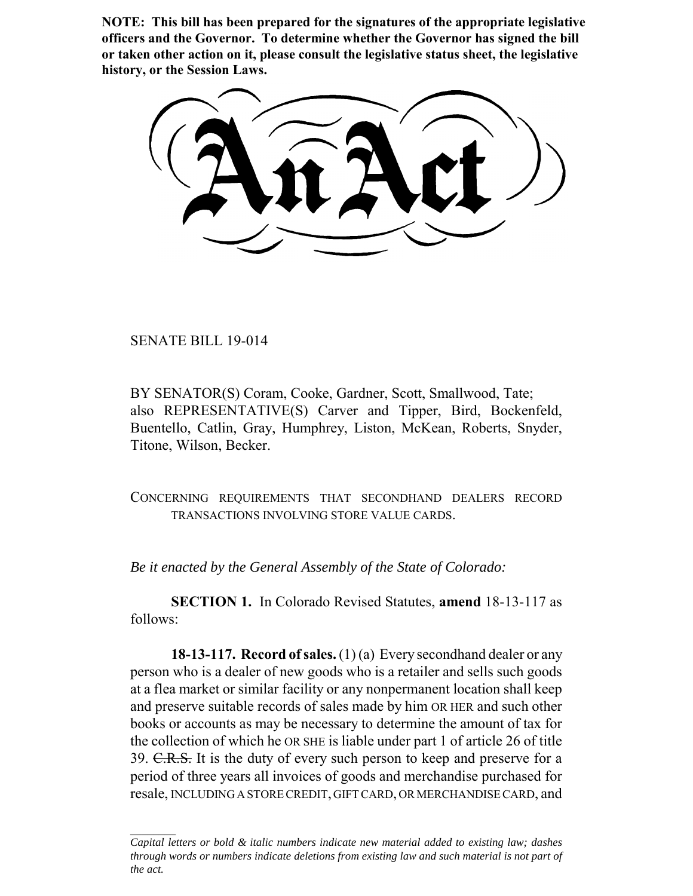**NOTE: This bill has been prepared for the signatures of the appropriate legislative officers and the Governor. To determine whether the Governor has signed the bill or taken other action on it, please consult the legislative status sheet, the legislative history, or the Session Laws.**

# An Act

SENATE BILL 19-014

BY SENATOR(S) Coram, Cooke, Gardner, Scott, Smallwood, Tate; also REPRESENTATIVE(S) Carver and Tipper, Bird, Bockenfeld, Buentello, Catlin, Gray, Humphrey, Liston, McKean, Roberts, Snyder, Titone, Wilson, Becker.

CONCERNING REQUIREMENTS THAT SECONDHAND DEALERS RECORD TRANSACTIONS INVOLVING STORE VALUE CARDS.

*Be it enacted by the General Assembly of the State of Colorado:*

**SECTION 1.** In Colorado Revised Statutes, **amend** 18-13-117 as follows:

**18-13-117. Record of sales.** (1) (a) Every secondhand dealer or any person who is a dealer of new goods who is a retailer and sells such goods at a flea market or similar facility or any nonpermanent location shall keep and preserve suitable records of sales made by him OR HER and such other books or accounts as may be necessary to determine the amount of tax for the collection of which he OR SHE is liable under part 1 of article 26 of title 39. ~~C.R.S.~~ It is the duty of every such person to keep and preserve for a period of three years all invoices of goods and merchandise purchased for resale, INCLUDING A STORE CREDIT, GIFT CARD, OR MERCHANDISE CARD, and

*Capital letters or bold & italic numbers indicate new material added to existing law; dashes through words or numbers indicate deletions from existing law and such material is not part of the act.*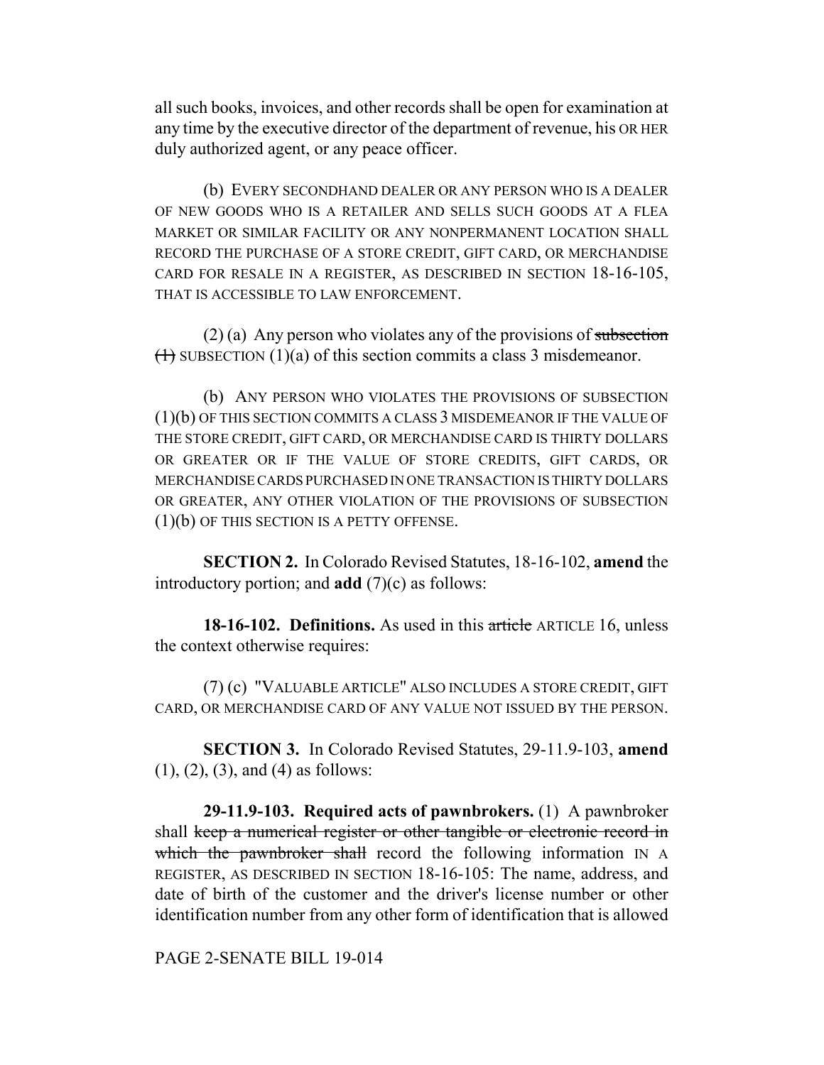all such books, invoices, and other records shall be open for examination at any time by the executive director of the department of revenue, his OR HER duly authorized agent, or any peace officer.

(b) EVERY SECONDHAND DEALER OR ANY PERSON WHO IS A DEALER OF NEW GOODS WHO IS A RETAILER AND SELLS SUCH GOODS AT A FLEA MARKET OR SIMILAR FACILITY OR ANY NONPERMANENT LOCATION SHALL RECORD THE PURCHASE OF A STORE CREDIT, GIFT CARD, OR MERCHANDISE CARD FOR RESALE IN A REGISTER, AS DESCRIBED IN SECTION 18-16-105, THAT IS ACCESSIBLE TO LAW ENFORCEMENT.

(2) (a) Any person who violates any of the provisions of ~~subsection (1)~~ SUBSECTION (1)(a) of this section commits a class 3 misdemeanor.

(b) ANY PERSON WHO VIOLATES THE PROVISIONS OF SUBSECTION (1)(b) OF THIS SECTION COMMITS A CLASS 3 MISDEMEANOR IF THE VALUE OF THE STORE CREDIT, GIFT CARD, OR MERCHANDISE CARD IS THIRTY DOLLARS OR GREATER OR IF THE VALUE OF STORE CREDITS, GIFT CARDS, OR MERCHANDISE CARDS PURCHASED IN ONE TRANSACTION IS THIRTY DOLLARS OR GREATER, ANY OTHER VIOLATION OF THE PROVISIONS OF SUBSECTION (1)(b) OF THIS SECTION IS A PETTY OFFENSE.

**SECTION 2.** In Colorado Revised Statutes, 18-16-102, **amend** the introductory portion; and **add** (7)(c) as follows:

**18-16-102. Definitions.** As used in this ~~article~~ ARTICLE 16, unless the context otherwise requires:

(7) (c) "VALUABLE ARTICLE" ALSO INCLUDES A STORE CREDIT, GIFT CARD, OR MERCHANDISE CARD OF ANY VALUE NOT ISSUED BY THE PERSON.

**SECTION 3.** In Colorado Revised Statutes, 29-11.9-103, **amend** (1), (2), (3), and (4) as follows:

**29-11.9-103. Required acts of pawnbrokers.** (1) A pawnbroker shall ~~keep a numerical register or other tangible or electronic record in which the pawnbroker shall~~ record the following information IN A REGISTER, AS DESCRIBED IN SECTION 18-16-105: The name, address, and date of birth of the customer and the driver's license number or other identification number from any other form of identification that is allowed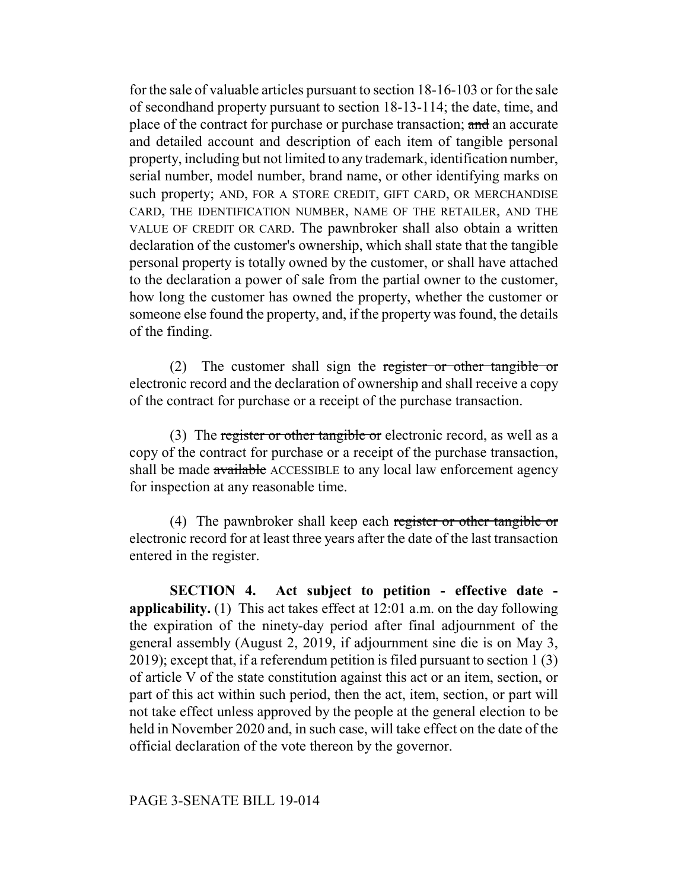for the sale of valuable articles pursuant to section 18-16-103 or for the sale of secondhand property pursuant to section 18-13-114; the date, time, and place of the contract for purchase or purchase transaction; ~~and~~ an accurate and detailed account and description of each item of tangible personal property, including but not limited to any trademark, identification number, serial number, model number, brand name, or other identifying marks on such property; AND, FOR A STORE CREDIT, GIFT CARD, OR MERCHANDISE CARD, THE IDENTIFICATION NUMBER, NAME OF THE RETAILER, AND THE VALUE OF CREDIT OR CARD. The pawnbroker shall also obtain a written declaration of the customer's ownership, which shall state that the tangible personal property is totally owned by the customer, or shall have attached to the declaration a power of sale from the partial owner to the customer, how long the customer has owned the property, whether the customer or someone else found the property, and, if the property was found, the details of the finding.

(2) The customer shall sign the ~~register or other tangible or~~ electronic record and the declaration of ownership and shall receive a copy of the contract for purchase or a receipt of the purchase transaction.

(3) The ~~register or other tangible or~~ electronic record, as well as a copy of the contract for purchase or a receipt of the purchase transaction, shall be made ~~available~~ ACCESSIBLE to any local law enforcement agency for inspection at any reasonable time.

(4) The pawnbroker shall keep each ~~register or other tangible or~~ electronic record for at least three years after the date of the last transaction entered in the register.

**SECTION 4. Act subject to petition - effective date - applicability.** (1) This act takes effect at 12:01 a.m. on the day following the expiration of the ninety-day period after final adjournment of the general assembly (August 2, 2019, if adjournment sine die is on May 3, 2019); except that, if a referendum petition is filed pursuant to section 1 (3) of article V of the state constitution against this act or an item, section, or part of this act within such period, then the act, item, section, or part will not take effect unless approved by the people at the general election to be held in November 2020 and, in such case, will take effect on the date of the official declaration of the vote thereon by the governor.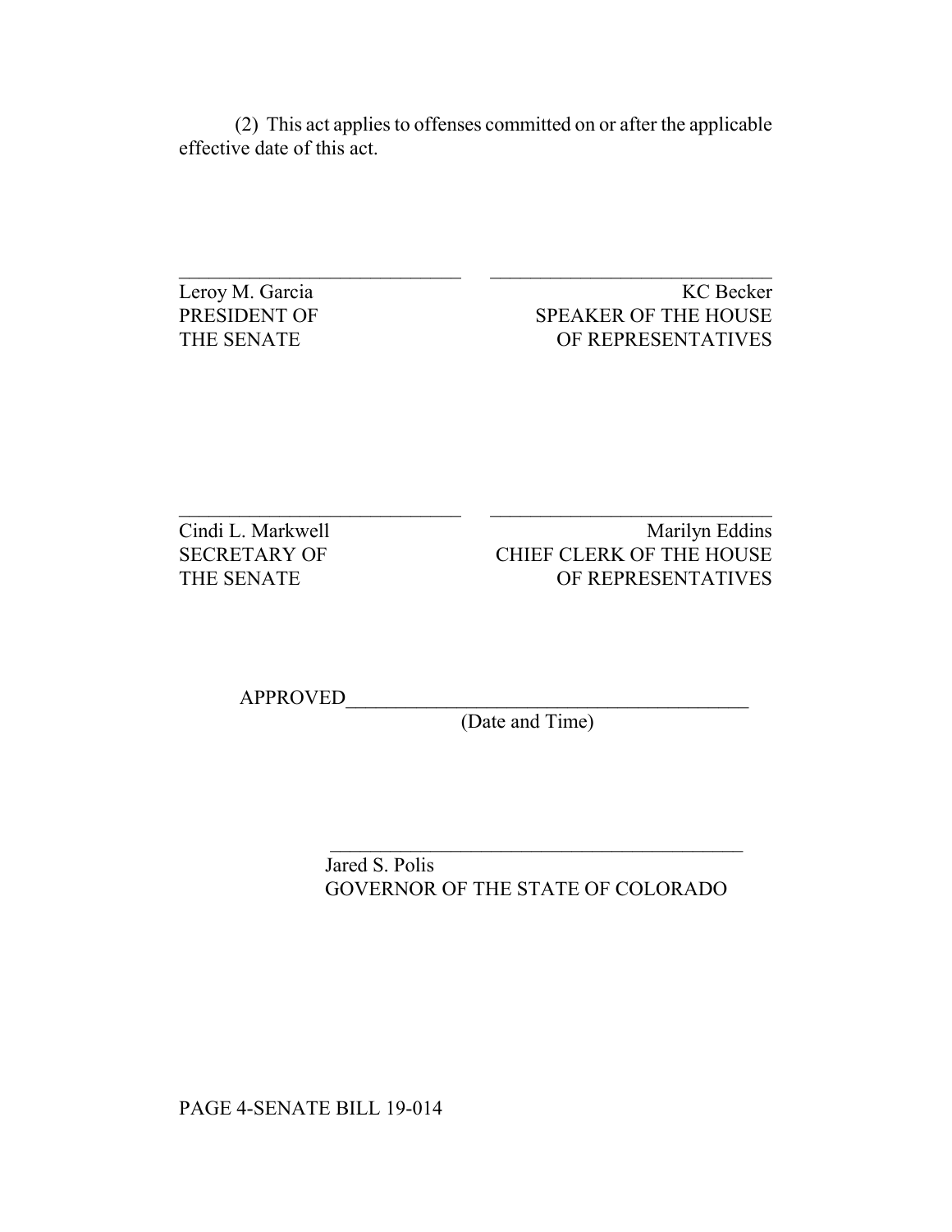(2) This act applies to offenses committed on or after the applicable effective date of this act.

| | |
|---|---|
| \_\_\_\_\_\_\_\_\_\_\_\_\_\_\_\_\_\_\_\_\_\_\_\_\_\_\_\_ | \_\_\_\_\_\_\_\_\_\_\_\_\_\_\_\_\_\_\_\_\_\_\_\_\_\_\_\_ |
| Leroy M. Garcia | KC Becker |
| PRESIDENT OF THE SENATE | SPEAKER OF THE HOUSE OF REPRESENTATIVES |

| | |
|---|---|
| \_\_\_\_\_\_\_\_\_\_\_\_\_\_\_\_\_\_\_\_\_\_\_\_\_\_\_\_ | \_\_\_\_\_\_\_\_\_\_\_\_\_\_\_\_\_\_\_\_\_\_\_\_\_\_\_\_ |
| Cindi L. Markwell | Marilyn Eddins |
| SECRETARY OF THE SENATE | CHIEF CLERK OF THE HOUSE OF REPRESENTATIVES |

APPROVED\_\_\_\_\_\_\_\_\_\_\_\_\_\_\_\_\_\_\_\_\_\_\_\_\_\_\_\_\_\_\_\_\_\_\_\_\_\_\_\_
(Date and Time)

\_\_\_\_\_\_\_\_\_\_\_\_\_\_\_\_\_\_\_\_\_\_\_\_\_\_\_\_\_\_\_\_\_\_\_\_\_\_\_\_\_\_
Jared S. Polis
GOVERNOR OF THE STATE OF COLORADO

PAGE 4-SENATE BILL 19-014